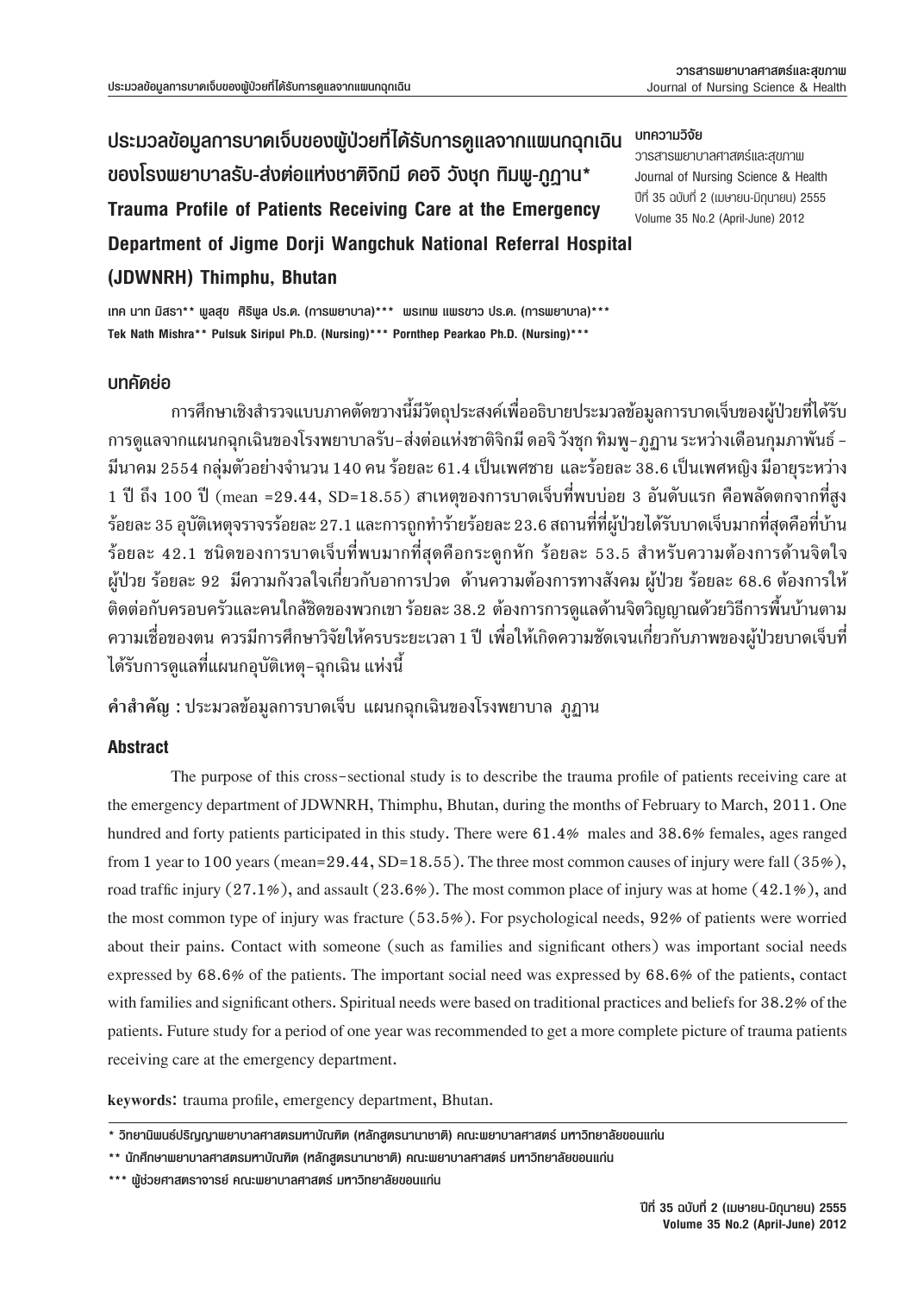# ประมวลข้อมูลการบาดเจ็บของผู้ป่วยที่ได้รับการดูแลจากแผนกฉุกเฉินของโรงพยาบาลรับ-ส่งต่อแห่งชาติจิกมี ดอจิ วังชุก ทิมพู-ภูฏาน*

# Trauma Profile of Patients Receiving Care at the Emergency Department of Jigme Dorji Wangchuk National Referral Hospital (JDWNRH) Thimphu, Bhutan

บทความวิจัย

เทค นาท มิสรา** พูลสุข ศิริพูล ปร.ด. (การพยาบาล)*** พรเทพ แพรขาว ปร.ด. (การพยาบาล)***

**Tek Nath Mishra** Pulsuk Siripul Ph.D. (Nursing)*** Pornthep Pearkao Ph.D. (Nursing)*****

## บทคัดย่อ

การศึกษาเชิงสำรวจแบบภาคตัดขวางนี้มีวัตถุประสงค์เพื่ออธิบายประมวลข้อมูลการบาดเจ็บของผู้ป่วยที่ได้รับการดูแลจากแผนกฉุกเฉินของโรงพยาบาลรับ-ส่งต่อแห่งชาติจิกมี ดอจิ วังชุก ทิมพู-ภูฏาน ระหว่างเดือนกุมภาพันธ์ - มีนาคม 2554 กลุ่มตัวอย่างจำนวน 140 คน ร้อยละ 61.4 เป็นเพศชาย และร้อยละ 38.6 เป็นเพศหญิง มีอายุระหว่าง 1 ปี ถึง 100 ปี (mean =29.44, SD=18.55) สาเหตุของการบาดเจ็บที่พบบ่อย 3 อันดับแรก คือพลัดตกจากที่สูง ร้อยละ 35 อุบัติเหตุจราจรร้อยละ 27.1 และการถูกทำร้ายร้อยละ 23.6 สถานที่ที่ผู้ป่วยได้รับบาดเจ็บมากที่สุดคือที่บ้าน ร้อยละ 42.1 ชนิดของการบาดเจ็บที่พบมากที่สุดคือกระดูกหัก ร้อยละ 53.5 สำหรับความต้องการด้านจิตใจ ผู้ป่วย ร้อยละ 92 มีความกังวลใจเกี่ยวกับอาการปวด ด้านความต้องการทางสังคม ผู้ป่วย ร้อยละ 68.6 ต้องการให้ติดต่อกับครอบครัวและคนใกล้ชิดของพวกเขา ร้อยละ 38.2 ต้องการการดูแลด้านจิตวิญญาณด้วยวิธีการพื้นบ้านตามความเชื่อของตน ควรมีการศึกษาวิจัยให้ครบระยะเวลา 1 ปี เพื่อให้เกิดความชัดเจนเกี่ยวกับภาพของผู้ป่วยบาดเจ็บที่ได้รับการดูแลที่แผนกอุบัติเหตุ-ฉุกเฉิน แห่งนี้

**คำสำคัญ :** ประมวลข้อมูลการบาดเจ็บ แผนกฉุกเฉินของโรงพยาบาล ภูฏาน

## Abstract

The purpose of this cross-sectional study is to describe the trauma profile of patients receiving care at the emergency department of JDWNRH, Thimphu, Bhutan, during the months of February to March, 2011. One hundred and forty patients participated in this study. There were 61.4% males and 38.6% females, ages ranged from 1 year to 100 years (mean=29.44, SD=18.55). The three most common causes of injury were fall (35%), road traffic injury (27.1%), and assault (23.6%). The most common place of injury was at home (42.1%), and the most common type of injury was fracture (53.5%). For psychological needs, 92% of patients were worried about their pains. Contact with someone (such as families and significant others) was important social needs expressed by 68.6% of the patients. The important social need was expressed by 68.6% of the patients, contact with families and significant others. Spiritual needs were based on traditional practices and beliefs for 38.2% of the patients. Future study for a period of one year was recommended to get a more complete picture of trauma patients receiving care at the emergency department.

**keywords**: trauma profile, emergency department, Bhutan.

---

\* วิทยานิพนธ์ปริญญาพยาบาลศาสตรมหาบัณฑิต (หลักสูตรนานาชาติ) คณะพยาบาลศาสตร์ มหาวิทยาลัยขอนแก่น

\*\* นักศึกษาพยาบาลศาสตรมหาบัณฑิต (หลักสูตรนานาชาติ) คณะพยาบาลศาสตร์ มหาวิทยาลัยขอนแก่น

\*\*\* ผู้ช่วยศาสตราจารย์ คณะพยาบาลศาสตร์ มหาวิทยาลัยขอนแก่น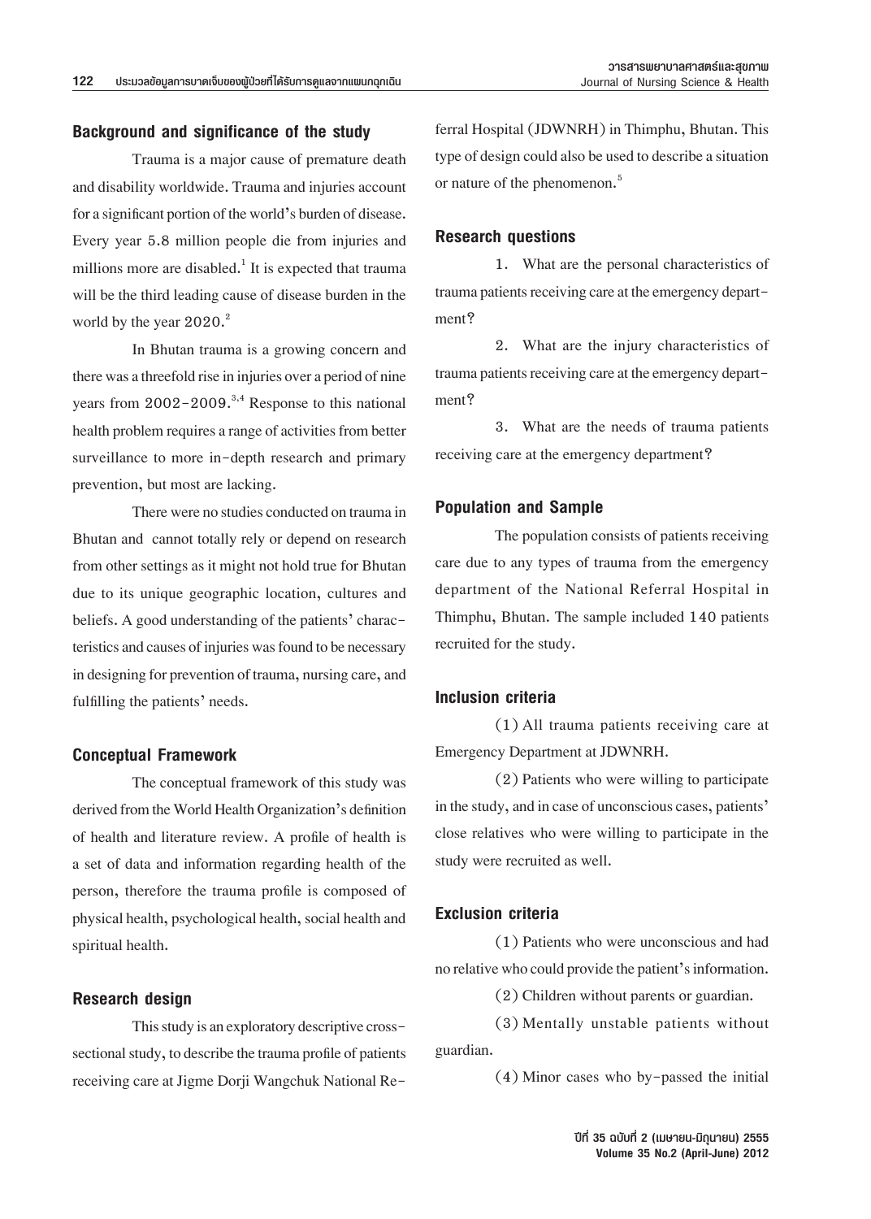## Background and significance of the study

Trauma is a major cause of premature death and disability worldwide. Trauma and injuries account for a significant portion of the world's burden of disease. Every year 5.8 million people die from injuries and millions more are disabled.[1] It is expected that trauma will be the third leading cause of disease burden in the world by the year 2020.[2]

In Bhutan trauma is a growing concern and there was a threefold rise in injuries over a period of nine years from 2002-2009.[3,4] Response to this national health problem requires a range of activities from better surveillance to more in-depth research and primary prevention, but most are lacking.

There were no studies conducted on trauma in Bhutan and cannot totally rely or depend on research from other settings as it might not hold true for Bhutan due to its unique geographic location, cultures and beliefs. A good understanding of the patients' characteristics and causes of injuries was found to be necessary in designing for prevention of trauma, nursing care, and fulfilling the patients' needs.

## Conceptual Framework

The conceptual framework of this study was derived from the World Health Organization's definition of health and literature review. A profile of health is a set of data and information regarding health of the person, therefore the trauma profile is composed of physical health, psychological health, social health and spiritual health.

## Research design

This study is an exploratory descriptive cross-sectional study, to describe the trauma profile of patients receiving care at Jigme Dorji Wangchuk National Referral Hospital (JDWNRH) in Thimphu, Bhutan. This type of design could also be used to describe a situation or nature of the phenomenon.[5]

## Research questions

1. What are the personal characteristics of trauma patients receiving care at the emergency department?

2. What are the injury characteristics of trauma patients receiving care at the emergency department?

3. What are the needs of trauma patients receiving care at the emergency department?

## Population and Sample

The population consists of patients receiving care due to any types of trauma from the emergency department of the National Referral Hospital in Thimphu, Bhutan. The sample included 140 patients recruited for the study.

## Inclusion criteria

(1) All trauma patients receiving care at Emergency Department at JDWNRH.

(2) Patients who were willing to participate in the study, and in case of unconscious cases, patients' close relatives who were willing to participate in the study were recruited as well.

## Exclusion criteria

(1) Patients who were unconscious and had no relative who could provide the patient's information.

(2) Children without parents or guardian.

(3) Mentally unstable patients without guardian.

(4) Minor cases who by-passed the initial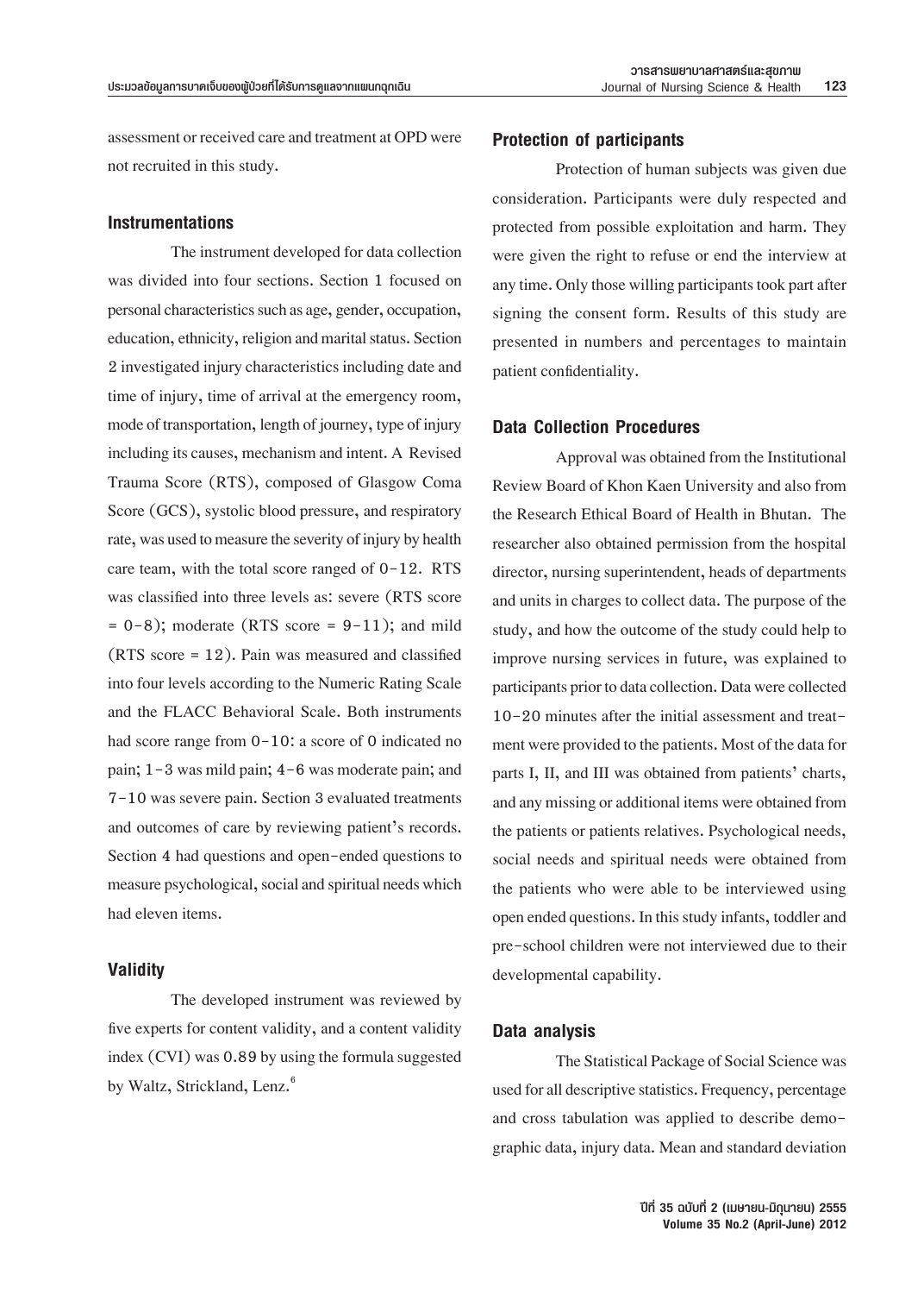assessment or received care and treatment at OPD were not recruited in this study.

## Instrumentations

The instrument developed for data collection was divided into four sections. Section 1 focused on personal characteristics such as age, gender, occupation, education, ethnicity, religion and marital status. Section 2 investigated injury characteristics including date and time of injury, time of arrival at the emergency room, mode of transportation, length of journey, type of injury including its causes, mechanism and intent. A Revised Trauma Score (RTS), composed of Glasgow Coma Score (GCS), systolic blood pressure, and respiratory rate, was used to measure the severity of injury by health care team, with the total score ranged of 0-12. RTS was classified into three levels as: severe (RTS score = 0-8); moderate (RTS score = 9-11); and mild (RTS score = 12). Pain was measured and classified into four levels according to the Numeric Rating Scale and the FLACC Behavioral Scale. Both instruments had score range from 0-10: a score of 0 indicated no pain; 1-3 was mild pain; 4-6 was moderate pain; and 7-10 was severe pain. Section 3 evaluated treatments and outcomes of care by reviewing patient's records. Section 4 had questions and open-ended questions to measure psychological, social and spiritual needs which had eleven items.

## Validity

The developed instrument was reviewed by five experts for content validity, and a content validity index (CVI) was 0.89 by using the formula suggested by Waltz, Strickland, Lenz.[6]

## Protection of participants

Protection of human subjects was given due consideration. Participants were duly respected and protected from possible exploitation and harm. They were given the right to refuse or end the interview at any time. Only those willing participants took part after signing the consent form. Results of this study are presented in numbers and percentages to maintain patient confidentiality.

## Data Collection Procedures

Approval was obtained from the Institutional Review Board of Khon Kaen University and also from the Research Ethical Board of Health in Bhutan. The researcher also obtained permission from the hospital director, nursing superintendent, heads of departments and units in charges to collect data. The purpose of the study, and how the outcome of the study could help to improve nursing services in future, was explained to participants prior to data collection. Data were collected 10-20 minutes after the initial assessment and treatment were provided to the patients. Most of the data for parts I, II, and III was obtained from patients' charts, and any missing or additional items were obtained from the patients or patients relatives. Psychological needs, social needs and spiritual needs were obtained from the patients who were able to be interviewed using open ended questions. In this study infants, toddler and pre-school children were not interviewed due to their developmental capability.

## Data analysis

The Statistical Package of Social Science was used for all descriptive statistics. Frequency, percentage and cross tabulation was applied to describe demographic data, injury data. Mean and standard deviation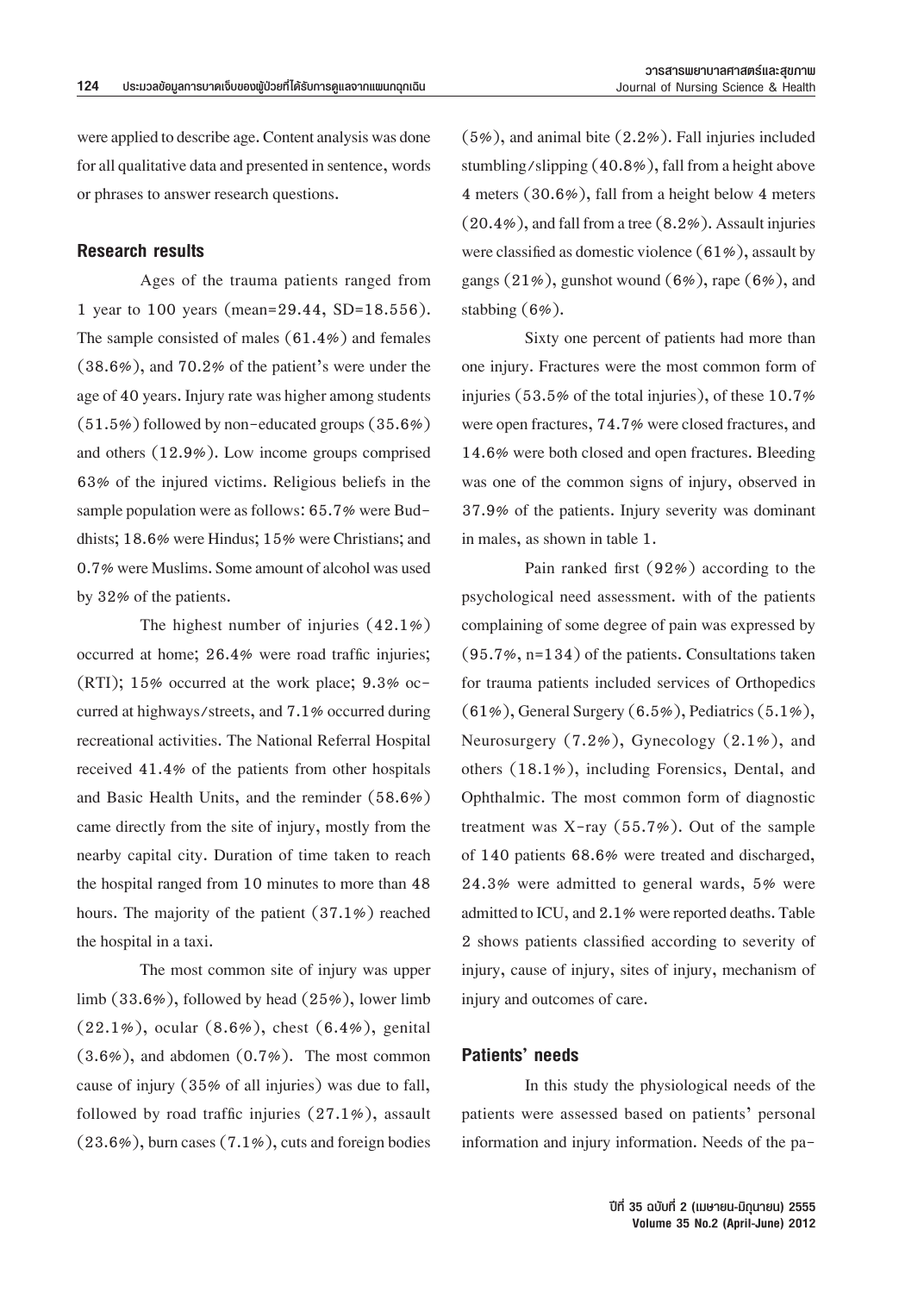were applied to describe age. Content analysis was done for all qualitative data and presented in sentence, words or phrases to answer research questions.

## Research results

Ages of the trauma patients ranged from 1 year to 100 years (mean=29.44, SD=18.556). The sample consisted of males (61.4%) and females (38.6%), and 70.2% of the patient's were under the age of 40 years. Injury rate was higher among students (51.5%) followed by non-educated groups (35.6%) and others (12.9%). Low income groups comprised 63% of the injured victims. Religious beliefs in the sample population were as follows: 65.7% were Buddhists; 18.6% were Hindus; 15% were Christians; and 0.7% were Muslims. Some amount of alcohol was used by 32% of the patients.

The highest number of injuries (42.1%) occurred at home; 26.4% were road traffic injuries; (RTI); 15% occurred at the work place; 9.3% occurred at highways/streets, and 7.1% occurred during recreational activities. The National Referral Hospital received 41.4% of the patients from other hospitals and Basic Health Units, and the reminder (58.6%) came directly from the site of injury, mostly from the nearby capital city. Duration of time taken to reach the hospital ranged from 10 minutes to more than 48 hours. The majority of the patient (37.1%) reached the hospital in a taxi.

The most common site of injury was upper limb (33.6%), followed by head (25%), lower limb (22.1%), ocular (8.6%), chest (6.4%), genital (3.6%), and abdomen (0.7%). The most common cause of injury (35% of all injuries) was due to fall, followed by road traffic injuries (27.1%), assault (23.6%), burn cases (7.1%), cuts and foreign bodies (5%), and animal bite (2.2%). Fall injuries included stumbling/slipping (40.8%), fall from a height above 4 meters (30.6%), fall from a height below 4 meters (20.4%), and fall from a tree (8.2%). Assault injuries were classified as domestic violence (61%), assault by gangs (21%), gunshot wound (6%), rape (6%), and stabbing (6%).

Sixty one percent of patients had more than one injury. Fractures were the most common form of injuries (53.5% of the total injuries), of these 10.7% were open fractures, 74.7% were closed fractures, and 14.6% were both closed and open fractures. Bleeding was one of the common signs of injury, observed in 37.9% of the patients. Injury severity was dominant in males, as shown in table 1.

Pain ranked first (92%) according to the psychological need assessment. with of the patients complaining of some degree of pain was expressed by (95.7%, n=134) of the patients. Consultations taken for trauma patients included services of Orthopedics (61%), General Surgery (6.5%), Pediatrics (5.1%), Neurosurgery (7.2%), Gynecology (2.1%), and others (18.1%), including Forensics, Dental, and Ophthalmic. The most common form of diagnostic treatment was X-ray (55.7%). Out of the sample of 140 patients 68.6% were treated and discharged, 24.3% were admitted to general wards, 5% were admitted to ICU, and 2.1% were reported deaths. Table 2 shows patients classified according to severity of injury, cause of injury, sites of injury, mechanism of injury and outcomes of care.

## Patients' needs

In this study the physiological needs of the patients were assessed based on patients' personal information and injury information. Needs of the pa-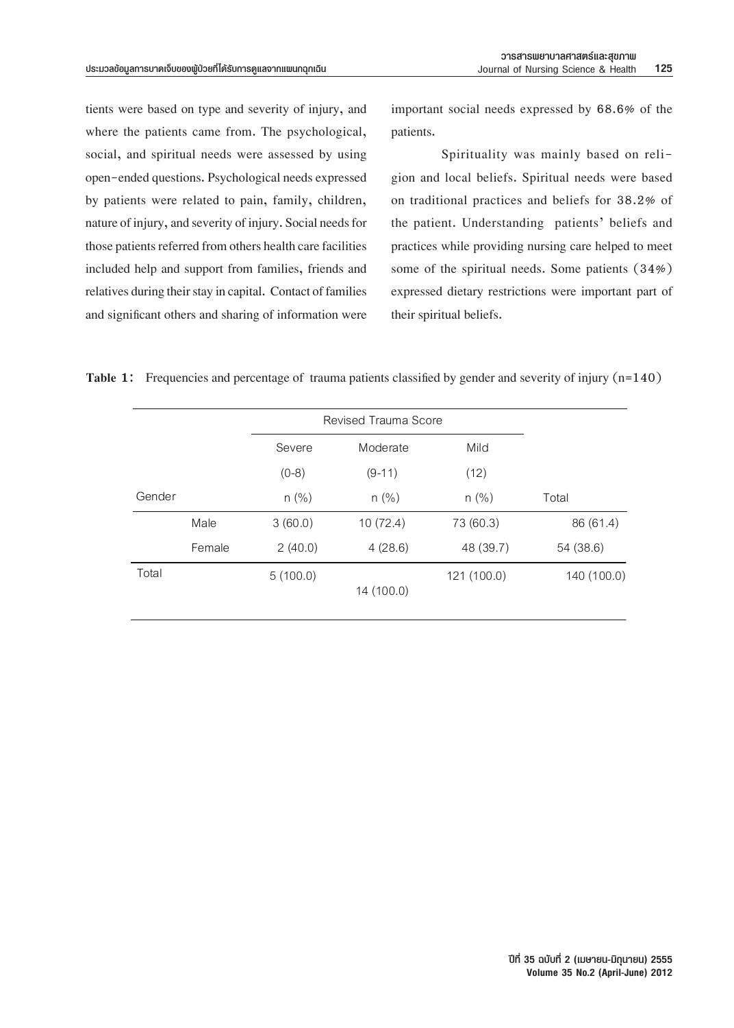tients were based on type and severity of injury, and where the patients came from. The psychological, social, and spiritual needs were assessed by using open-ended questions. Psychological needs expressed by patients were related to pain, family, children, nature of injury, and severity of injury. Social needs for those patients referred from others health care facilities included help and support from families, friends and relatives during their stay in capital. Contact of families and significant others and sharing of information were important social needs expressed by 68.6% of the patients.

Spirituality was mainly based on religion and local beliefs. Spiritual needs were based on traditional practices and beliefs for 38.2% of the patient. Understanding patients' beliefs and practices while providing nursing care helped to meet some of the spiritual needs. Some patients (34%) expressed dietary restrictions were important part of their spiritual beliefs.

**Table 1:** Frequencies and percentage of trauma patients classified by gender and severity of injury (n=140)

| Gender | | Revised Trauma Score | | | Total |
|---|---|---|---|---|---|
| | | Severe (0-8) n (%) | Moderate (9-11) n (%) | Mild (12) n (%) | |
| | Male | 3 (60.0) | 10 (72.4) | 73 (60.3) | 86 (61.4) |
| | Female | 2 (40.0) | 4 (28.6) | 48 (39.7) | 54 (38.6) |
| Total | | 5 (100.0) | 14 (100.0) | 121 (100.0) | 140 (100.0) |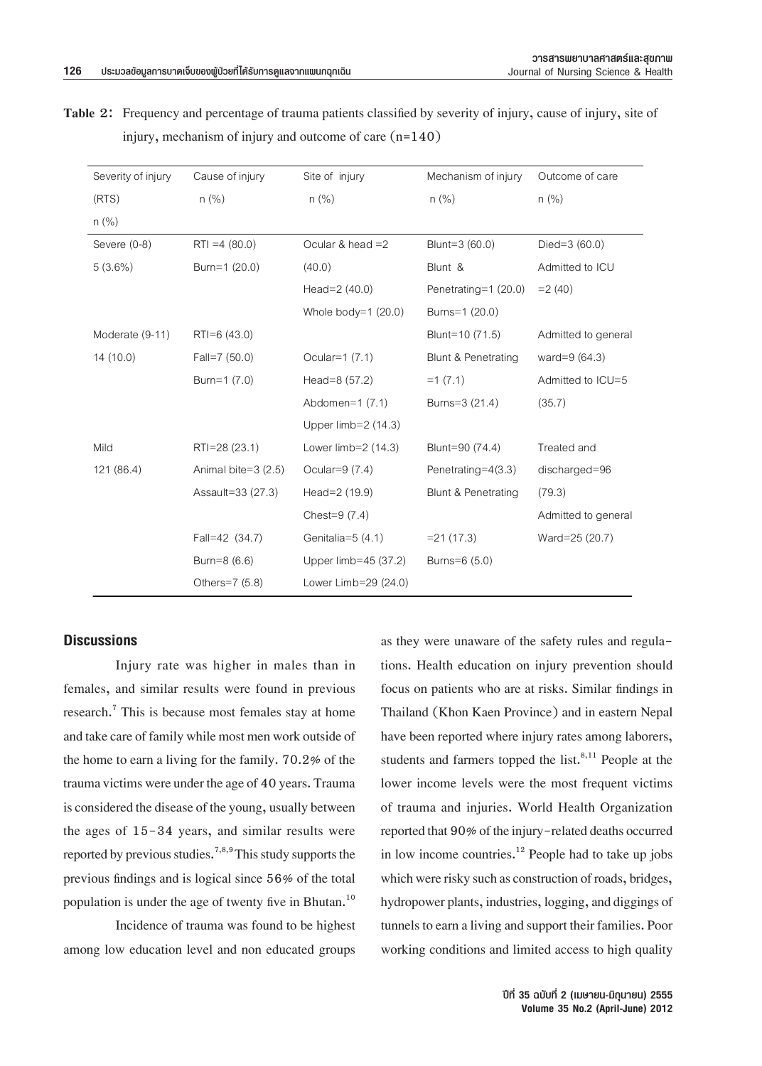**Table 2:** Frequency and percentage of trauma patients classified by severity of injury, cause of injury, site of injury, mechanism of injury and outcome of care (n=140)

| Severity of injury (RTS) n (%) | Cause of injury n (%) | Site of injury n (%) | Mechanism of injury n (%) | Outcome of care n (%) |
|---|---|---|---|---|
| Severe (0-8) 5 (3.6%) | RTI =4 (80.0) Burn=1 (20.0) | Ocular & head =2 (40.0) Head=2 (40.0) Whole body=1 (20.0) | Blunt=3 (60.0) Blunt & Penetrating=1 (20.0) Burns=1 (20.0) | Died=3 (60.0) Admitted to ICU =2 (40) |
| Moderate (9-11) 14 (10.0) | RTI=6 (43.0) Fall=7 (50.0) Burn=1 (7.0) | Ocular=1 (7.1) Head=8 (57.2) Abdomen=1 (7.1) Upper limb=2 (14.3) Lower limb=2 (14.3) | Blunt=10 (71.5) Blunt & Penetrating =1 (7.1) Burns=3 (21.4) | Admitted to general ward=9 (64.3) Admitted to ICU=5 (35.7) |
| Mild 121 (86.4) | RTI=28 (23.1) Animal bite=3 (2.5) Assault=33 (27.3) Fall=42 (34.7) Burn=8 (6.6) Others=7 (5.8) | Ocular=9 (7.4) Head=2 (19.9) Chest=9 (7.4) Genitalia=5 (4.1) Upper limb=45 (37.2) Lower Limb=29 (24.0) | Blunt=90 (74.4) Penetrating=4(3.3) Blunt & Penetrating =21 (17.3) Burns=6 (5.0) | Treated and discharged=96 (79.3) Admitted to general Ward=25 (20.7) |

## Discussions

Injury rate was higher in males than in females, and similar results were found in previous research.[7] This is because most females stay at home and take care of family while most men work outside of the home to earn a living for the family. 70.2% of the trauma victims were under the age of 40 years. Trauma is considered the disease of the young, usually between the ages of 15-34 years, and similar results were reported by previous studies.[7,8,9] This study supports the previous findings and is logical since 56% of the total population is under the age of twenty five in Bhutan.[10]

Incidence of trauma was found to be highest among low education level and non educated groups as they were unaware of the safety rules and regulations. Health education on injury prevention should focus on patients who are at risks. Similar findings in Thailand (Khon Kaen Province) and in eastern Nepal have been reported where injury rates among laborers, students and farmers topped the list.[8,11] People at the lower income levels were the most frequent victims of trauma and injuries. World Health Organization reported that 90% of the injury-related deaths occurred in low income countries.[12] People had to take up jobs which were risky such as construction of roads, bridges, hydropower plants, industries, logging, and diggings of tunnels to earn a living and support their families. Poor working conditions and limited access to high quality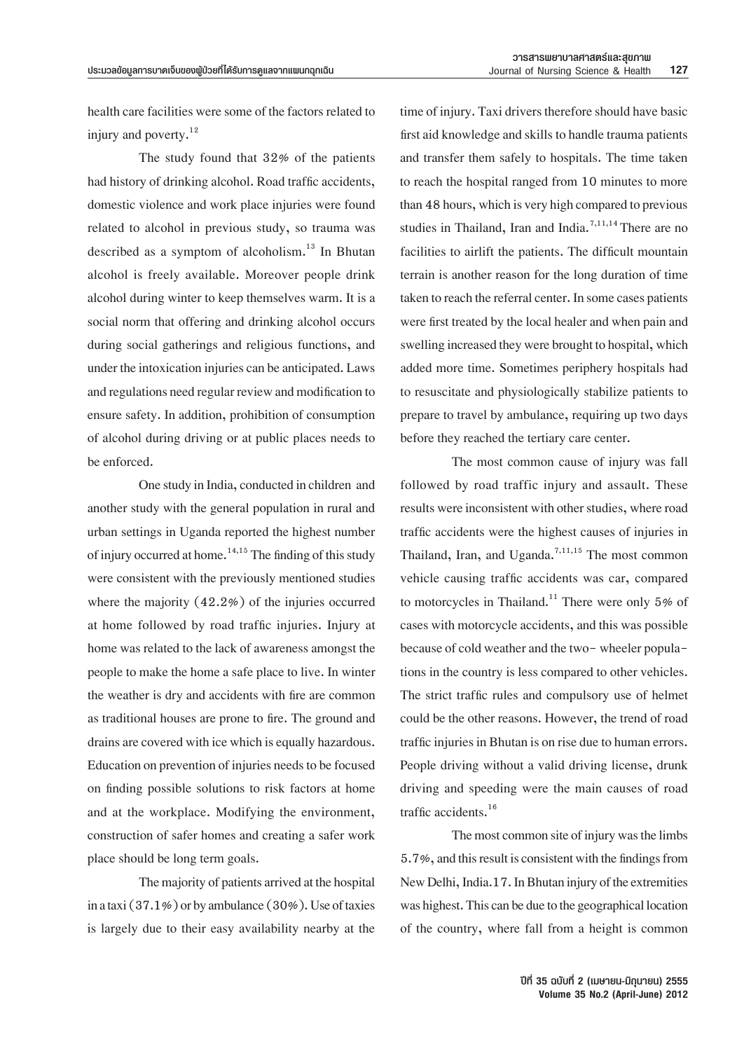health care facilities were some of the factors related to injury and poverty.[12]

The study found that 32% of the patients had history of drinking alcohol. Road traffic accidents, domestic violence and work place injuries were found related to alcohol in previous study, so trauma was described as a symptom of alcoholism.[13] In Bhutan alcohol is freely available. Moreover people drink alcohol during winter to keep themselves warm. It is a social norm that offering and drinking alcohol occurs during social gatherings and religious functions, and under the intoxication injuries can be anticipated. Laws and regulations need regular review and modification to ensure safety. In addition, prohibition of consumption of alcohol during driving or at public places needs to be enforced.

One study in India, conducted in children and another study with the general population in rural and urban settings in Uganda reported the highest number of injury occurred at home.[14,15] The finding of this study were consistent with the previously mentioned studies where the majority (42.2%) of the injuries occurred at home followed by road traffic injuries. Injury at home was related to the lack of awareness amongst the people to make the home a safe place to live. In winter the weather is dry and accidents with fire are common as traditional houses are prone to fire. The ground and drains are covered with ice which is equally hazardous. Education on prevention of injuries needs to be focused on finding possible solutions to risk factors at home and at the workplace. Modifying the environment, construction of safer homes and creating a safer work place should be long term goals.

The majority of patients arrived at the hospital in a taxi (37.1%) or by ambulance (30%). Use of taxies is largely due to their easy availability nearby at the time of injury. Taxi drivers therefore should have basic first aid knowledge and skills to handle trauma patients and transfer them safely to hospitals. The time taken to reach the hospital ranged from 10 minutes to more than 48 hours, which is very high compared to previous studies in Thailand, Iran and India.[7,11,14] There are no facilities to airlift the patients. The difficult mountain terrain is another reason for the long duration of time taken to reach the referral center. In some cases patients were first treated by the local healer and when pain and swelling increased they were brought to hospital, which added more time. Sometimes periphery hospitals had to resuscitate and physiologically stabilize patients to prepare to travel by ambulance, requiring up two days before they reached the tertiary care center.

The most common cause of injury was fall followed by road traffic injury and assault. These results were inconsistent with other studies, where road traffic accidents were the highest causes of injuries in Thailand, Iran, and Uganda.[7,11,15] The most common vehicle causing traffic accidents was car, compared to motorcycles in Thailand.[11] There were only 5% of cases with motorcycle accidents, and this was possible because of cold weather and the two- wheeler populations in the country is less compared to other vehicles. The strict traffic rules and compulsory use of helmet could be the other reasons. However, the trend of road traffic injuries in Bhutan is on rise due to human errors. People driving without a valid driving license, drunk driving and speeding were the main causes of road traffic accidents.[16]

The most common site of injury was the limbs 5.7%, and this result is consistent with the findings from New Delhi, India.17. In Bhutan injury of the extremities was highest. This can be due to the geographical location of the country, where fall from a height is common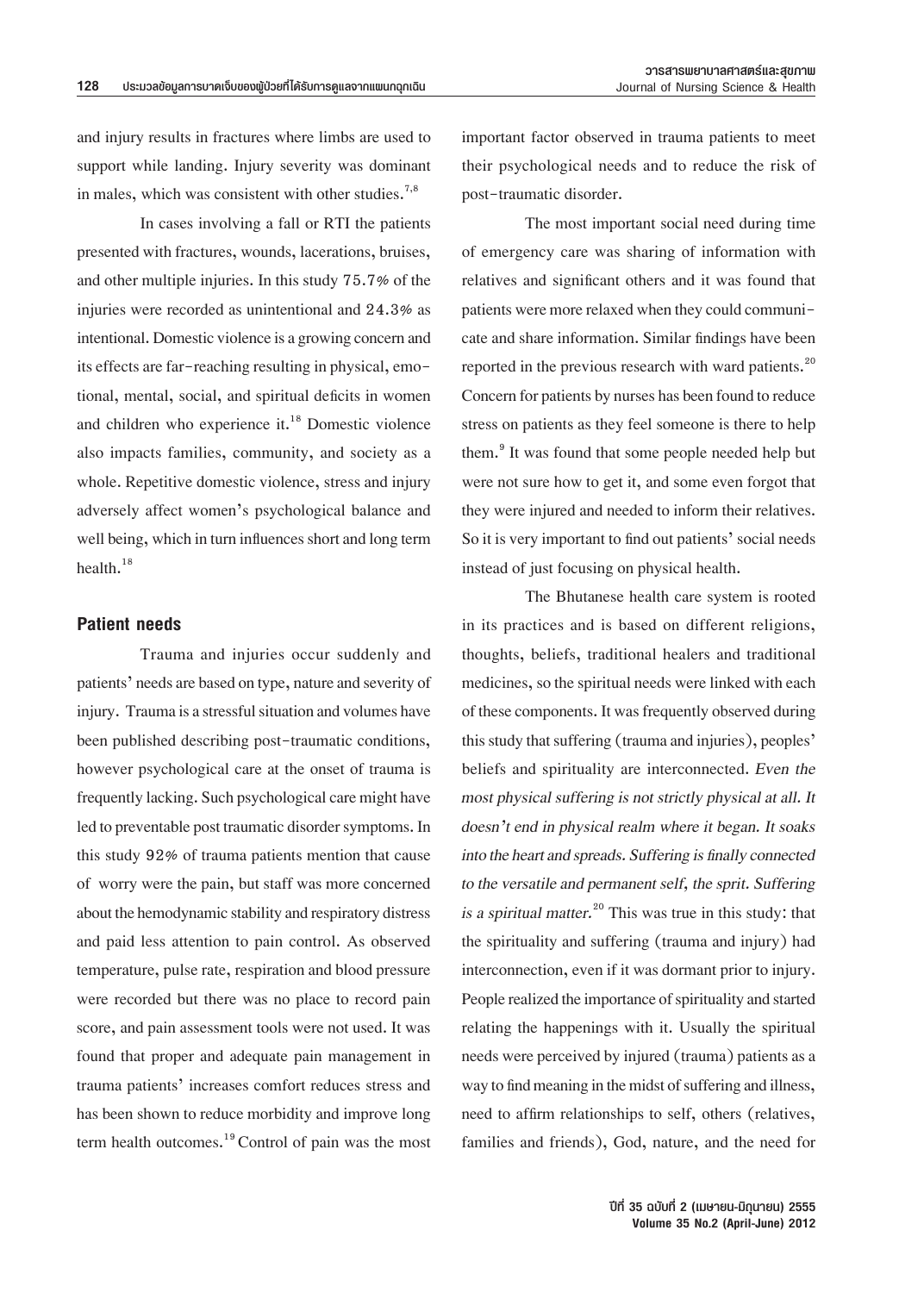and injury results in fractures where limbs are used to support while landing. Injury severity was dominant in males, which was consistent with other studies.[7,8]

In cases involving a fall or RTI the patients presented with fractures, wounds, lacerations, bruises, and other multiple injuries. In this study 75.7% of the injuries were recorded as unintentional and 24.3% as intentional. Domestic violence is a growing concern and its effects are far-reaching resulting in physical, emotional, mental, social, and spiritual deficits in women and children who experience it.[18] Domestic violence also impacts families, community, and society as a whole. Repetitive domestic violence, stress and injury adversely affect women's psychological balance and well being, which in turn influences short and long term health.[18]

## Patient needs

Trauma and injuries occur suddenly and patients' needs are based on type, nature and severity of injury. Trauma is a stressful situation and volumes have been published describing post-traumatic conditions, however psychological care at the onset of trauma is frequently lacking. Such psychological care might have led to preventable post traumatic disorder symptoms. In this study 92% of trauma patients mention that cause of worry were the pain, but staff was more concerned about the hemodynamic stability and respiratory distress and paid less attention to pain control. As observed temperature, pulse rate, respiration and blood pressure were recorded but there was no place to record pain score, and pain assessment tools were not used. It was found that proper and adequate pain management in trauma patients' increases comfort reduces stress and has been shown to reduce morbidity and improve long term health outcomes.[19] Control of pain was the most important factor observed in trauma patients to meet their psychological needs and to reduce the risk of post-traumatic disorder.

The most important social need during time of emergency care was sharing of information with relatives and significant others and it was found that patients were more relaxed when they could communicate and share information. Similar findings have been reported in the previous research with ward patients.[20] Concern for patients by nurses has been found to reduce stress on patients as they feel someone is there to help them.[9] It was found that some people needed help but were not sure how to get it, and some even forgot that they were injured and needed to inform their relatives. So it is very important to find out patients' social needs instead of just focusing on physical health.

The Bhutanese health care system is rooted in its practices and is based on different religions, thoughts, beliefs, traditional healers and traditional medicines, so the spiritual needs were linked with each of these components. It was frequently observed during this study that suffering (trauma and injuries), peoples' beliefs and spirituality are interconnected. *Even the most physical suffering is not strictly physical at all. It doesn't end in physical realm where it began. It soaks into the heart and spreads. Suffering is finally connected to the versatile and permanent self, the sprit. Suffering is a spiritual matter.*[20] This was true in this study: that the spirituality and suffering (trauma and injury) had interconnection, even if it was dormant prior to injury. People realized the importance of spirituality and started relating the happenings with it. Usually the spiritual needs were perceived by injured (trauma) patients as a way to find meaning in the midst of suffering and illness, need to affirm relationships to self, others (relatives, families and friends), God, nature, and the need for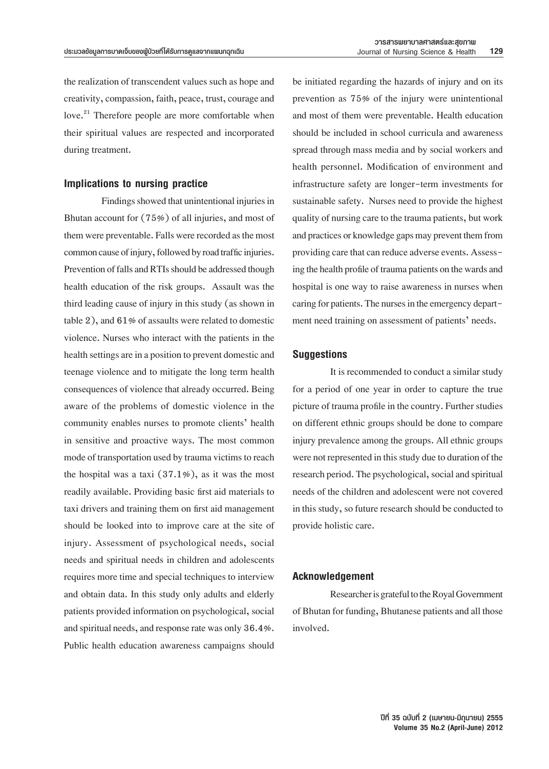the realization of transcendent values such as hope and creativity, compassion, faith, peace, trust, courage and love.[21] Therefore people are more comfortable when their spiritual values are respected and incorporated during treatment.

## Implications to nursing practice

Findings showed that unintentional injuries in Bhutan account for (75%) of all injuries, and most of them were preventable. Falls were recorded as the most common cause of injury, followed by road traffic injuries. Prevention of falls and RTIs should be addressed though health education of the risk groups. Assault was the third leading cause of injury in this study (as shown in table 2), and 61% of assaults were related to domestic violence. Nurses who interact with the patients in the health settings are in a position to prevent domestic and teenage violence and to mitigate the long term health consequences of violence that already occurred. Being aware of the problems of domestic violence in the community enables nurses to promote clients' health in sensitive and proactive ways. The most common mode of transportation used by trauma victims to reach the hospital was a taxi (37.1%), as it was the most readily available. Providing basic first aid materials to taxi drivers and training them on first aid management should be looked into to improve care at the site of injury. Assessment of psychological needs, social needs and spiritual needs in children and adolescents requires more time and special techniques to interview and obtain data. In this study only adults and elderly patients provided information on psychological, social and spiritual needs, and response rate was only 36.4%. Public health education awareness campaigns should be initiated regarding the hazards of injury and on its prevention as 75% of the injury were unintentional and most of them were preventable. Health education should be included in school curricula and awareness spread through mass media and by social workers and health personnel. Modification of environment and infrastructure safety are longer-term investments for sustainable safety. Nurses need to provide the highest quality of nursing care to the trauma patients, but work and practices or knowledge gaps may prevent them from providing care that can reduce adverse events. Assessing the health profile of trauma patients on the wards and hospital is one way to raise awareness in nurses when caring for patients. The nurses in the emergency department need training on assessment of patients' needs.

## Suggestions

It is recommended to conduct a similar study for a period of one year in order to capture the true picture of trauma profile in the country. Further studies on different ethnic groups should be done to compare injury prevalence among the groups. All ethnic groups were not represented in this study due to duration of the research period. The psychological, social and spiritual needs of the children and adolescent were not covered in this study, so future research should be conducted to provide holistic care.

## Acknowledgement

Researcher is grateful to the Royal Government of Bhutan for funding, Bhutanese patients and all those involved.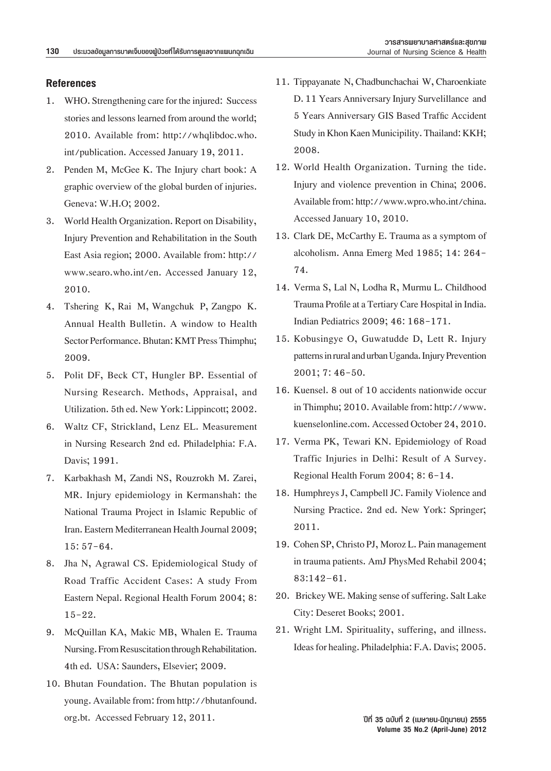## References

1. WHO. Strengthening care for the injured: Success stories and lessons learned from around the world; 2010. Available from: http://whqlibdoc.who.int/publication. Accessed January 19, 2011.
2. Penden M, McGee K. The Injury chart book: A graphic overview of the global burden of injuries. Geneva: W.H.O; 2002.
3. World Health Organization. Report on Disability, Injury Prevention and Rehabilitation in the South East Asia region; 2000. Available from: http://www.searo.who.int/en. Accessed January 12, 2010.
4. Tshering K, Rai M, Wangchuk P, Zangpo K. Annual Health Bulletin. A window to Health Sector Performance. Bhutan: KMT Press Thimphu; 2009.
5. Polit DF, Beck CT, Hungler BP. Essential of Nursing Research. Methods, Appraisal, and Utilization. 5th ed. New York: Lippincott; 2002.
6. Waltz CF, Strickland, Lenz EL. Measurement in Nursing Research 2nd ed. Philadelphia: F.A. Davis; 1991.
7. Karbakhash M, Zandi NS, Rouzrokh M. Zarei, MR. Injury epidemiology in Kermanshah: the National Trauma Project in Islamic Republic of Iran. Eastern Mediterranean Health Journal 2009; 15: 57-64.
8. Jha N, Agrawal CS. Epidemiological Study of Road Traffic Accident Cases: A study From Eastern Nepal. Regional Health Forum 2004; 8: 15-22.
9. McQuillan KA, Makic MB, Whalen E. Trauma Nursing. From Resuscitation through Rehabilitation. 4th ed. USA: Saunders, Elsevier; 2009.
10. Bhutan Foundation. The Bhutan population is young. Available from: from http://bhutanfound.org.bt. Accessed February 12, 2011.
11. Tippayanate N, Chadbunchachai W, Charoenkiate D. 11 Years Anniversary Injury Survelillance and 5 Years Anniversary GIS Based Traffic Accident Study in Khon Kaen Municipility. Thailand: KKH; 2008.
12. World Health Organization. Turning the tide. Injury and violence prevention in China; 2006. Available from: http://www.wpro.who.int/china. Accessed January 10, 2010.
13. Clark DE, McCarthy E. Trauma as a symptom of alcoholism. Anna Emerg Med 1985; 14: 264-74.
14. Verma S, Lal N, Lodha R, Murmu L. Childhood Trauma Profile at a Tertiary Care Hospital in India. Indian Pediatrics 2009; 46: 168-171.
15. Kobusingye O, Guwatudde D, Lett R. Injury patterns in rural and urban Uganda. Injury Prevention 2001; 7: 46-50.
16. Kuensel. 8 out of 10 accidents nationwide occur in Thimphu; 2010. Available from: http://www.kuenselonline.com. Accessed October 24, 2010.
17. Verma PK, Tewari KN. Epidemiology of Road Traffic Injuries in Delhi: Result of A Survey. Regional Health Forum 2004; 8: 6-14.
18. Humphreys J, Campbell JC. Family Violence and Nursing Practice. 2nd ed. New York: Springer; 2011.
19. Cohen SP, Christo PJ, Moroz L. Pain management in trauma patients. AmJ PhysMed Rehabil 2004; 83:142-61.
20. Brickey WE. Making sense of suffering. Salt Lake City: Deseret Books; 2001.
21. Wright LM. Spirituality, suffering, and illness. Ideas for healing. Philadelphia: F.A. Davis; 2005.